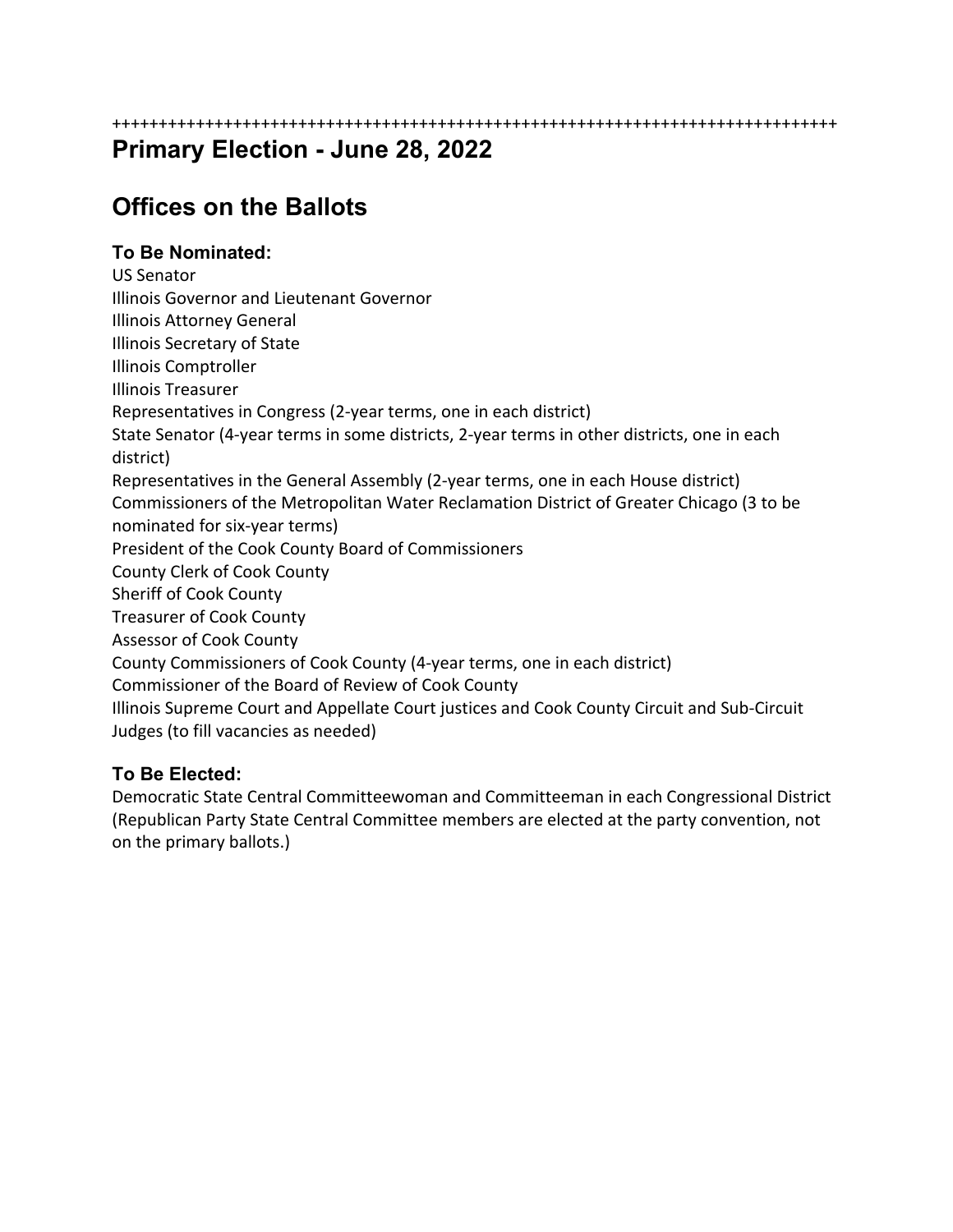++++++++++++++++++++++++++++++++++++++++++++++++++++++++++++++++++++++++++++++++

# Primary Election - June 28, 2022

## Offices on the Ballots

### To Be Nominated:

US Senator
Illinois Governor and Lieutenant Governor
Illinois Attorney General
Illinois Secretary of State
Illinois Comptroller
Illinois Treasurer
Representatives in Congress (2-year terms, one in each district)
State Senator (4-year terms in some districts, 2-year terms in other districts, one in each district)
Representatives in the General Assembly (2-year terms, one in each House district)
Commissioners of the Metropolitan Water Reclamation District of Greater Chicago (3 to be nominated for six-year terms)
President of the Cook County Board of Commissioners
County Clerk of Cook County
Sheriff of Cook County
Treasurer of Cook County
Assessor of Cook County
County Commissioners of Cook County (4-year terms, one in each district)
Commissioner of the Board of Review of Cook County
Illinois Supreme Court and Appellate Court justices and Cook County Circuit and Sub-Circuit Judges (to fill vacancies as needed)

### To Be Elected:

Democratic State Central Committeewoman and Committeeman in each Congressional District (Republican Party State Central Committee members are elected at the party convention, not on the primary ballots.)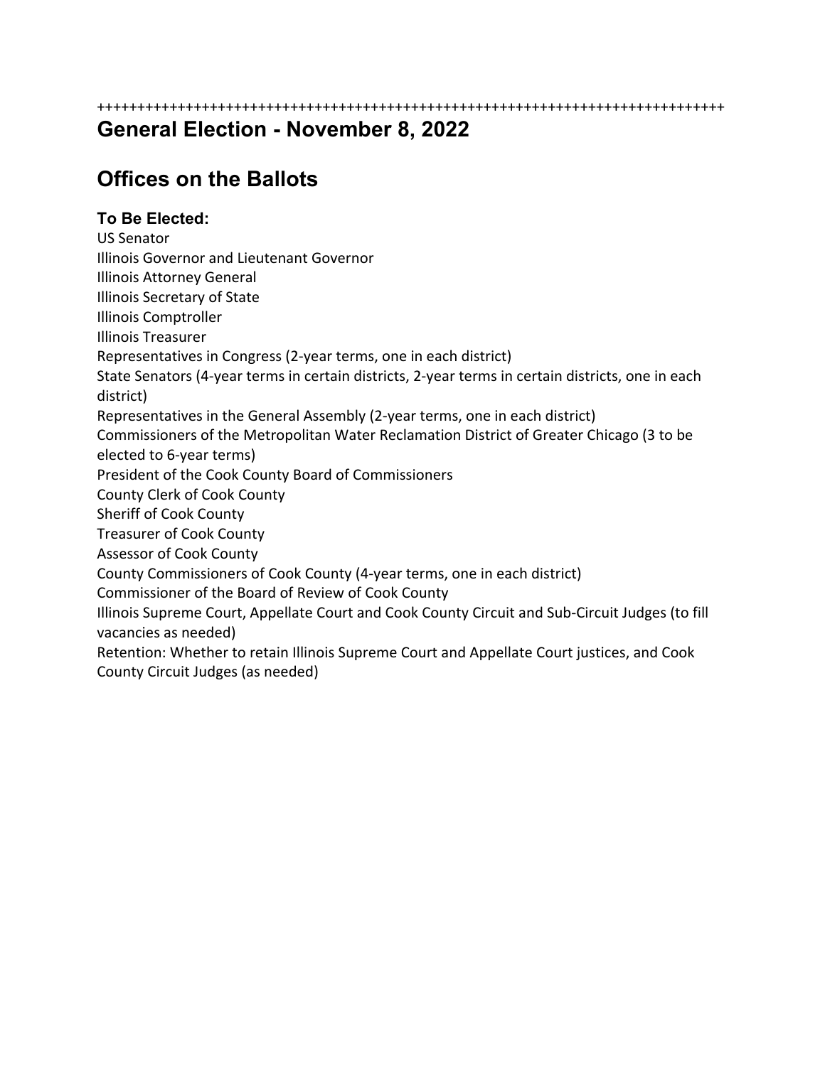++++++++++++++++++++++++++++++++++++++++++++++++++++++++++++++++++++++++++++++++

## General Election - November 8, 2022

## Offices on the Ballots

### To Be Elected:

US Senator
Illinois Governor and Lieutenant Governor
Illinois Attorney General
Illinois Secretary of State
Illinois Comptroller
Illinois Treasurer
Representatives in Congress (2-year terms, one in each district)
State Senators (4-year terms in certain districts, 2-year terms in certain districts, one in each district)
Representatives in the General Assembly (2-year terms, one in each district)
Commissioners of the Metropolitan Water Reclamation District of Greater Chicago (3 to be elected to 6-year terms)
President of the Cook County Board of Commissioners
County Clerk of Cook County
Sheriff of Cook County
Treasurer of Cook County
Assessor of Cook County
County Commissioners of Cook County (4-year terms, one in each district)
Commissioner of the Board of Review of Cook County
Illinois Supreme Court, Appellate Court and Cook County Circuit and Sub-Circuit Judges (to fill vacancies as needed)
Retention: Whether to retain Illinois Supreme Court and Appellate Court justices, and Cook County Circuit Judges (as needed)